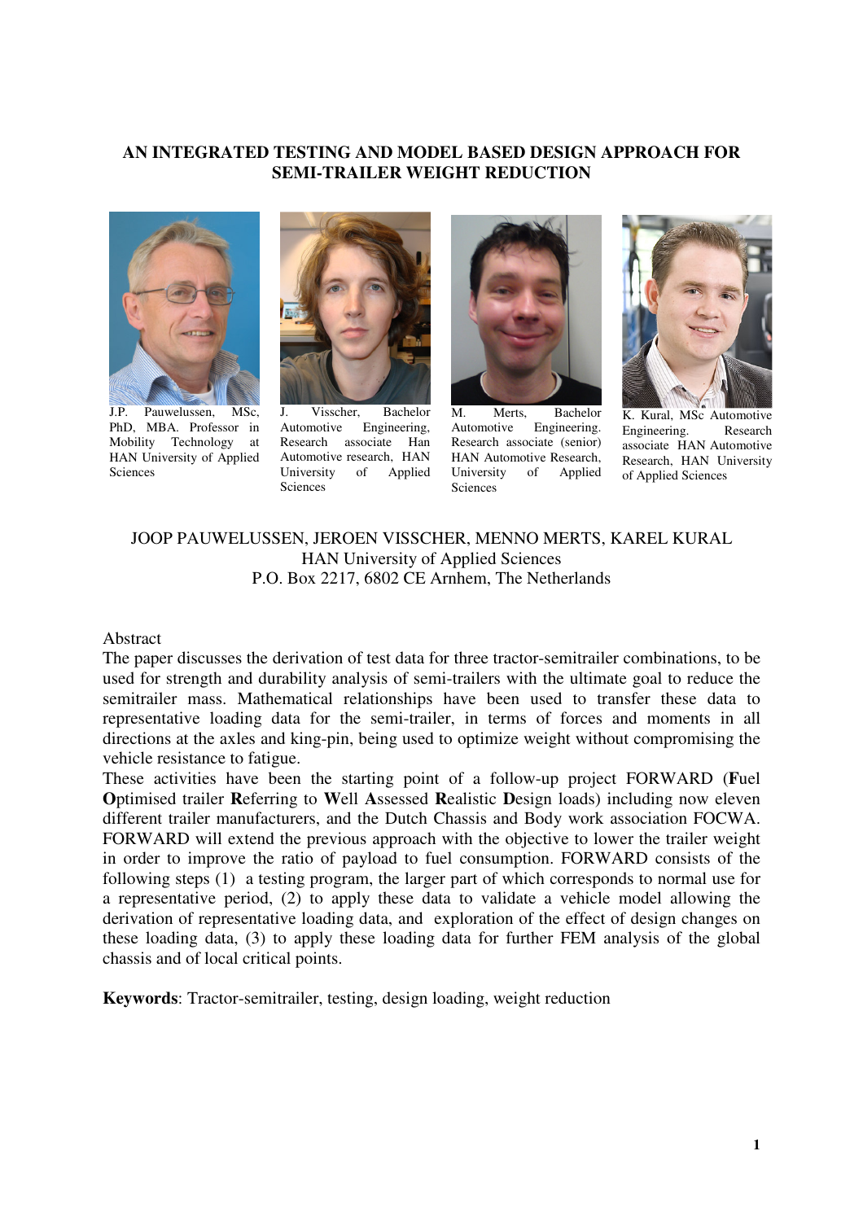# AN INTEGRATED TESTING AND MODEL BASED DESIGN APPROACH FOR SEMI-TRAILER WEIGHT REDUCTION

J.P. Pauwelussen, MSc, PhD, MBA. Professor in Mobility Technology at HAN University of Applied Sciences

J. Visscher, Bachelor Automotive Engineering, Research associate Han Automotive research, HAN University of Applied Sciences

M. Merts, Bachelor Automotive Engineering. Research associate (senior) HAN Automotive Research, HAN University of Applied Sciences

K. Kural, MSc Automotive Engineering. Research associate HAN Automotive Research, HAN University of Applied Sciences

JOOP PAUWELUSSEN, JEROEN VISSCHER, MENNO MERTS, KAREL KURAL
HAN University of Applied Sciences
P.O. Box 2217, 6802 CE Arnhem, The Netherlands

## Abstract

The paper discusses the derivation of test data for three tractor-semitrailer combinations, to be used for strength and durability analysis of semi-trailers with the ultimate goal to reduce the semitrailer mass. Mathematical relationships have been used to transfer these data to representative loading data for the semi-trailer, in terms of forces and moments in all directions at the axles and king-pin, being used to optimize weight without compromising the vehicle resistance to fatigue.

These activities have been the starting point of a follow-up project FORWARD (**F**uel **O**ptimised trailer **R**eferring to **W**ell **A**ssessed **R**ealistic **D**esign loads) including now eleven different trailer manufacturers, and the Dutch Chassis and Body work association FOCWA. FORWARD will extend the previous approach with the objective to lower the trailer weight in order to improve the ratio of payload to fuel consumption. FORWARD consists of the following steps (1) a testing program, the larger part of which corresponds to normal use for a representative period, (2) to apply these data to validate a vehicle model allowing the derivation of representative loading data, and exploration of the effect of design changes on these loading data, (3) to apply these loading data for further FEM analysis of the global chassis and of local critical points.

**Keywords**: Tractor-semitrailer, testing, design loading, weight reduction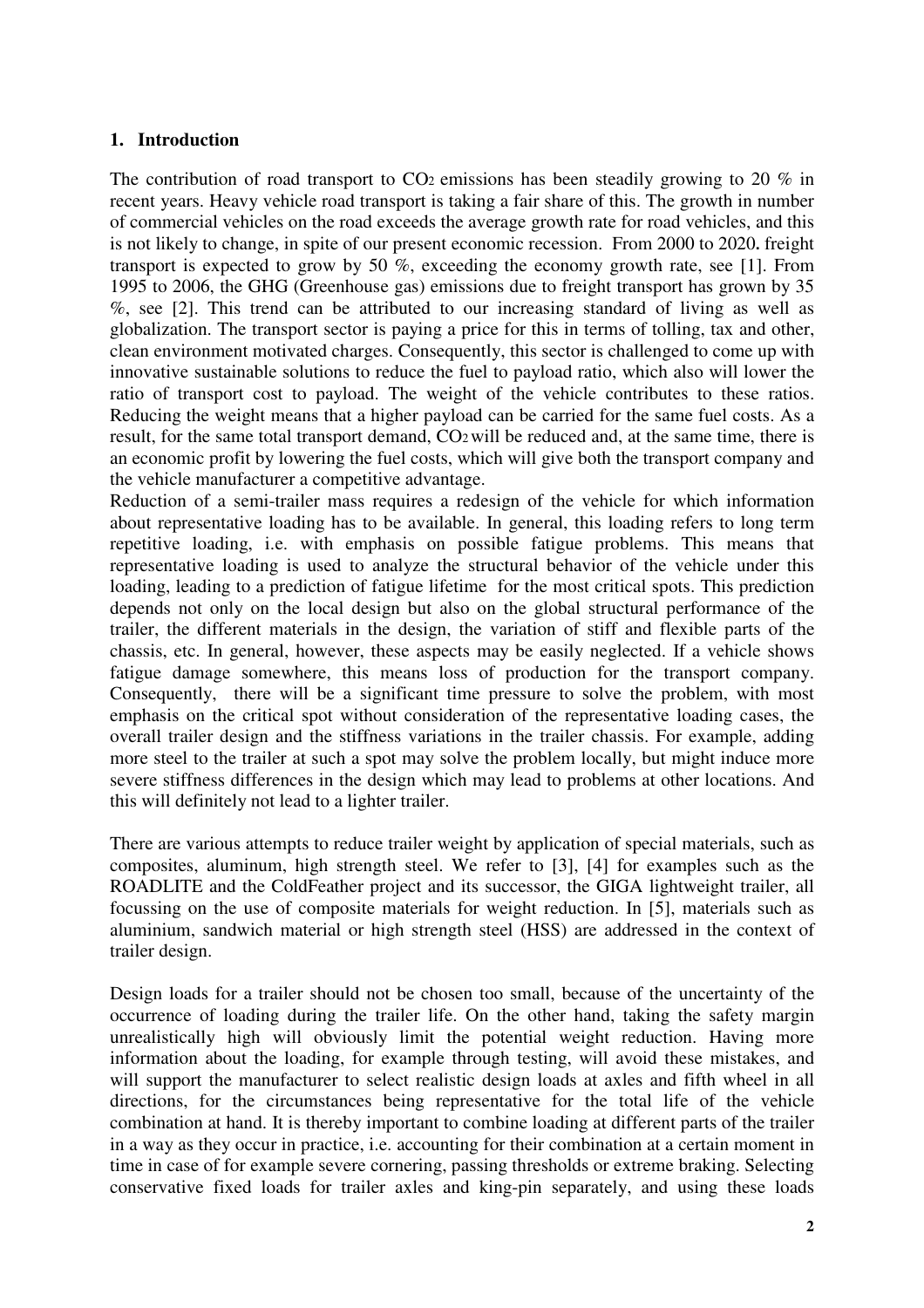## 1. Introduction

The contribution of road transport to $CO_2$ emissions has been steadily growing to 20 % in recent years. Heavy vehicle road transport is taking a fair share of this. The growth in number of commercial vehicles on the road exceeds the average growth rate for road vehicles, and this is not likely to change, in spite of our present economic recession. From 2000 to 2020**.** freight transport is expected to grow by 50 %, exceeding the economy growth rate, see [1]. From 1995 to 2006, the GHG (Greenhouse gas) emissions due to freight transport has grown by 35 %, see [2]. This trend can be attributed to our increasing standard of living as well as globalization. The transport sector is paying a price for this in terms of tolling, tax and other, clean environment motivated charges. Consequently, this sector is challenged to come up with innovative sustainable solutions to reduce the fuel to payload ratio, which also will lower the ratio of transport cost to payload. The weight of the vehicle contributes to these ratios. Reducing the weight means that a higher payload can be carried for the same fuel costs. As a result, for the same total transport demand, $CO_2$ will be reduced and, at the same time, there is an economic profit by lowering the fuel costs, which will give both the transport company and the vehicle manufacturer a competitive advantage.

Reduction of a semi-trailer mass requires a redesign of the vehicle for which information about representative loading has to be available. In general, this loading refers to long term repetitive loading, i.e. with emphasis on possible fatigue problems. This means that representative loading is used to analyze the structural behavior of the vehicle under this loading, leading to a prediction of fatigue lifetime for the most critical spots. This prediction depends not only on the local design but also on the global structural performance of the trailer, the different materials in the design, the variation of stiff and flexible parts of the chassis, etc. In general, however, these aspects may be easily neglected. If a vehicle shows fatigue damage somewhere, this means loss of production for the transport company. Consequently, there will be a significant time pressure to solve the problem, with most emphasis on the critical spot without consideration of the representative loading cases, the overall trailer design and the stiffness variations in the trailer chassis. For example, adding more steel to the trailer at such a spot may solve the problem locally, but might induce more severe stiffness differences in the design which may lead to problems at other locations. And this will definitely not lead to a lighter trailer.

There are various attempts to reduce trailer weight by application of special materials, such as composites, aluminum, high strength steel. We refer to [3], [4] for examples such as the ROADLITE and the ColdFeather project and its successor, the GIGA lightweight trailer, all focussing on the use of composite materials for weight reduction. In [5], materials such as aluminium, sandwich material or high strength steel (HSS) are addressed in the context of trailer design.

Design loads for a trailer should not be chosen too small, because of the uncertainty of the occurrence of loading during the trailer life. On the other hand, taking the safety margin unrealistically high will obviously limit the potential weight reduction. Having more information about the loading, for example through testing, will avoid these mistakes, and will support the manufacturer to select realistic design loads at axles and fifth wheel in all directions, for the circumstances being representative for the total life of the vehicle combination at hand. It is thereby important to combine loading at different parts of the trailer in a way as they occur in practice, i.e. accounting for their combination at a certain moment in time in case of for example severe cornering, passing thresholds or extreme braking. Selecting conservative fixed loads for trailer axles and king-pin separately, and using these loads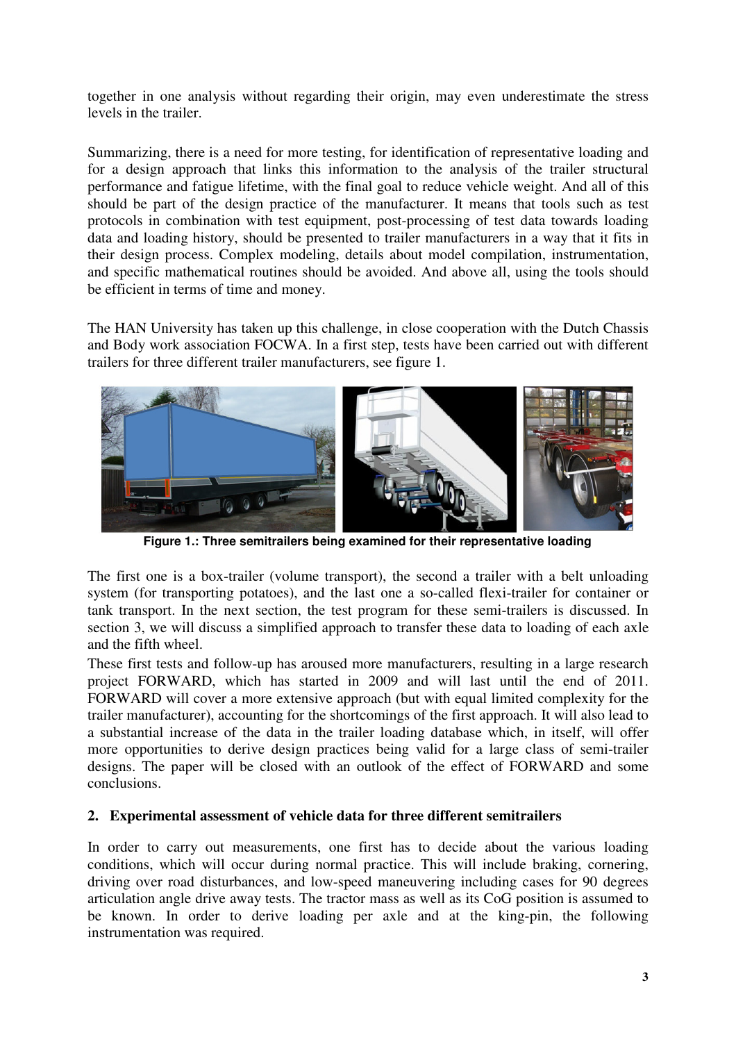together in one analysis without regarding their origin, may even underestimate the stress levels in the trailer.

Summarizing, there is a need for more testing, for identification of representative loading and for a design approach that links this information to the analysis of the trailer structural performance and fatigue lifetime, with the final goal to reduce vehicle weight. And all of this should be part of the design practice of the manufacturer. It means that tools such as test protocols in combination with test equipment, post-processing of test data towards loading data and loading history, should be presented to trailer manufacturers in a way that it fits in their design process. Complex modeling, details about model compilation, instrumentation, and specific mathematical routines should be avoided. And above all, using the tools should be efficient in terms of time and money.

The HAN University has taken up this challenge, in close cooperation with the Dutch Chassis and Body work association FOCWA. In a first step, tests have been carried out with different trailers for three different trailer manufacturers, see figure 1.

**Figure 1.: Three semitrailers being examined for their representative loading**

The first one is a box-trailer (volume transport), the second a trailer with a belt unloading system (for transporting potatoes), and the last one a so-called flexi-trailer for container or tank transport. In the next section, the test program for these semi-trailers is discussed. In section 3, we will discuss a simplified approach to transfer these data to loading of each axle and the fifth wheel.

These first tests and follow-up has aroused more manufacturers, resulting in a large research project FORWARD, which has started in 2009 and will last until the end of 2011. FORWARD will cover a more extensive approach (but with equal limited complexity for the trailer manufacturer), accounting for the shortcomings of the first approach. It will also lead to a substantial increase of the data in the trailer loading database which, in itself, will offer more opportunities to derive design practices being valid for a large class of semi-trailer designs. The paper will be closed with an outlook of the effect of FORWARD and some conclusions.

## 2. Experimental assessment of vehicle data for three different semitrailers

In order to carry out measurements, one first has to decide about the various loading conditions, which will occur during normal practice. This will include braking, cornering, driving over road disturbances, and low-speed maneuvering including cases for 90 degrees articulation angle drive away tests. The tractor mass as well as its CoG position is assumed to be known. In order to derive loading per axle and at the king-pin, the following instrumentation was required.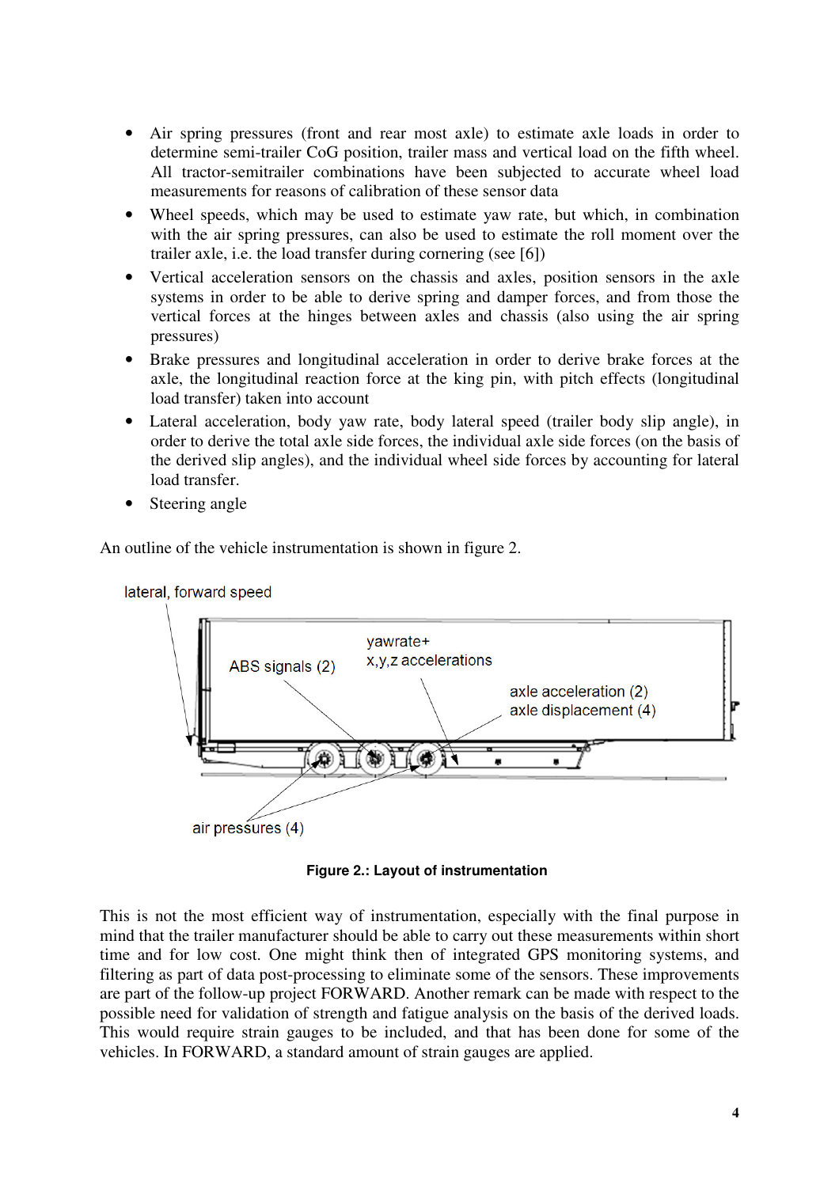- Air spring pressures (front and rear most axle) to estimate axle loads in order to determine semi-trailer CoG position, trailer mass and vertical load on the fifth wheel. All tractor-semitrailer combinations have been subjected to accurate wheel load measurements for reasons of calibration of these sensor data
- Wheel speeds, which may be used to estimate yaw rate, but which, in combination with the air spring pressures, can also be used to estimate the roll moment over the trailer axle, i.e. the load transfer during cornering (see [6])
- Vertical acceleration sensors on the chassis and axles, position sensors in the axle systems in order to be able to derive spring and damper forces, and from those the vertical forces at the hinges between axles and chassis (also using the air spring pressures)
- Brake pressures and longitudinal acceleration in order to derive brake forces at the axle, the longitudinal reaction force at the king pin, with pitch effects (longitudinal load transfer) taken into account
- Lateral acceleration, body yaw rate, body lateral speed (trailer body slip angle), in order to derive the total axle side forces, the individual axle side forces (on the basis of the derived slip angles), and the individual wheel side forces by accounting for lateral load transfer.
- Steering angle

An outline of the vehicle instrumentation is shown in figure 2.

**Figure 2.: Layout of instrumentation**

This is not the most efficient way of instrumentation, especially with the final purpose in mind that the trailer manufacturer should be able to carry out these measurements within short time and for low cost. One might think then of integrated GPS monitoring systems, and filtering as part of data post-processing to eliminate some of the sensors. These improvements are part of the follow-up project FORWARD. Another remark can be made with respect to the possible need for validation of strength and fatigue analysis on the basis of the derived loads. This would require strain gauges to be included, and that has been done for some of the vehicles. In FORWARD, a standard amount of strain gauges are applied.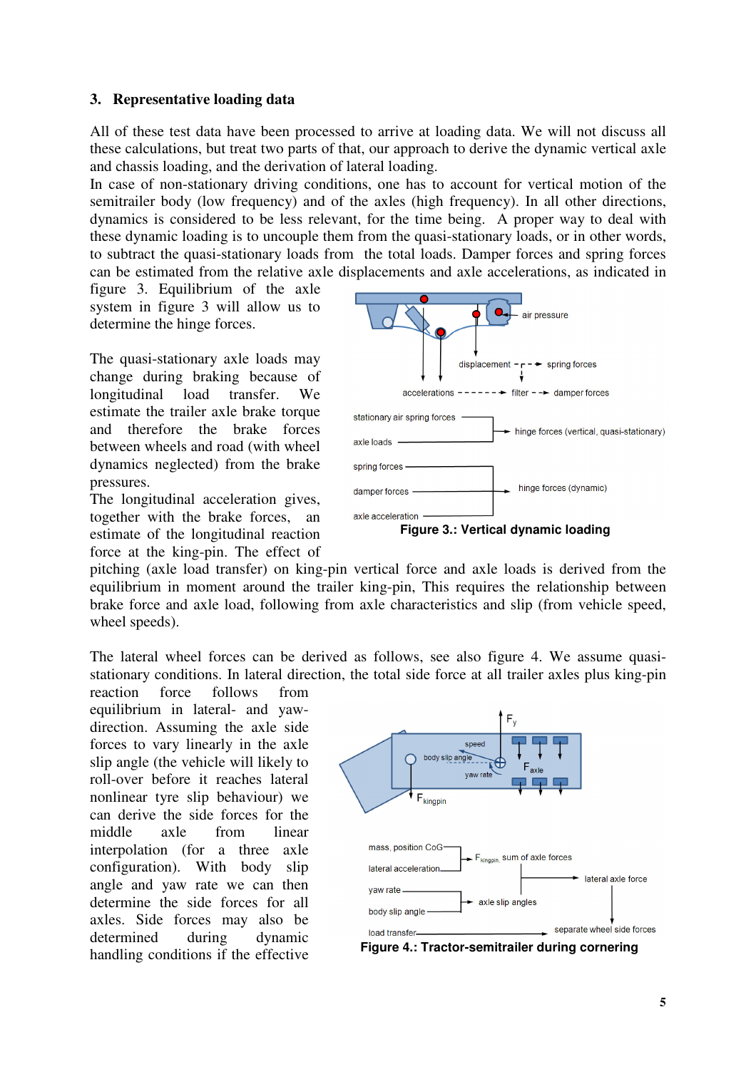## 3. Representative loading data

All of these test data have been processed to arrive at loading data. We will not discuss all these calculations, but treat two parts of that, our approach to derive the dynamic vertical axle and chassis loading, and the derivation of lateral loading.

In case of non-stationary driving conditions, one has to account for vertical motion of the semitrailer body (low frequency) and of the axles (high frequency). In all other directions, dynamics is considered to be less relevant, for the time being. A proper way to deal with these dynamic loading is to uncouple them from the quasi-stationary loads, or in other words, to subtract the quasi-stationary loads from the total loads. Damper forces and spring forces can be estimated from the relative axle displacements and axle accelerations, as indicated in figure 3. Equilibrium of the axle system in figure 3 will allow us to determine the hinge forces.

The quasi-stationary axle loads may change during braking because of longitudinal load transfer. We estimate the trailer axle brake torque and therefore the brake forces between wheels and road (with wheel dynamics neglected) from the brake pressures.

The longitudinal acceleration gives, together with the brake forces, an estimate of the longitudinal reaction force at the king-pin. The effect of pitching (axle load transfer) on king-pin vertical force and axle loads is derived from the equilibrium in moment around the trailer king-pin, This requires the relationship between brake force and axle load, following from axle characteristics and slip (from vehicle speed, wheel speeds).

**Figure 3.: Vertical dynamic loading**

The lateral wheel forces can be derived as follows, see also figure 4. We assume quasi-stationary conditions. In lateral direction, the total side force at all trailer axles plus king-pin reaction force follows from equilibrium in lateral- and yaw-direction. Assuming the axle side forces to vary linearly in the axle slip angle (the vehicle will likely to roll-over before it reaches lateral nonlinear tyre slip behaviour) we can derive the side forces for the middle axle from linear interpolation (for a three axle configuration). With body slip angle and yaw rate we can then determine the side forces for all axles. Side forces may also be determined during dynamic handling conditions if the effective

**Figure 4.: Tractor-semitrailer during cornering**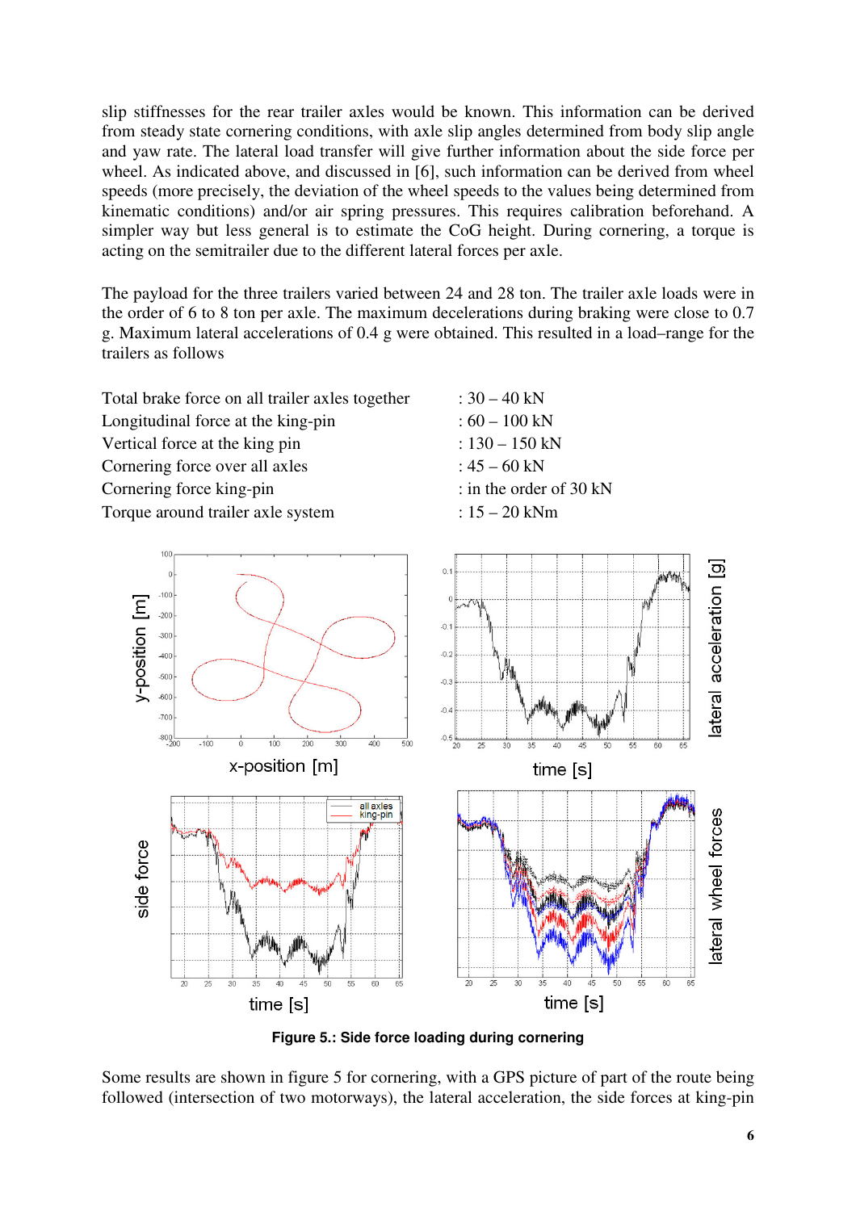slip stiffnesses for the rear trailer axles would be known. This information can be derived from steady state cornering conditions, with axle slip angles determined from body slip angle and yaw rate. The lateral load transfer will give further information about the side force per wheel. As indicated above, and discussed in [6], such information can be derived from wheel speeds (more precisely, the deviation of the wheel speeds to the values being determined from kinematic conditions) and/or air spring pressures. This requires calibration beforehand. A simpler way but less general is to estimate the CoG height. During cornering, a torque is acting on the semitrailer due to the different lateral forces per axle.

The payload for the three trailers varied between 24 and 28 ton. The trailer axle loads were in the order of 6 to 8 ton per axle. The maximum decelerations during braking were close to 0.7 g. Maximum lateral accelerations of 0.4 g were obtained. This resulted in a load–range for the trailers as follows

| | |
|---|---|
| Total brake force on all trailer axles together | : 30 – 40 kN |
| Longitudinal force at the king-pin | : 60 – 100 kN |
| Vertical force at the king pin | : 130 – 150 kN |
| Cornering force over all axles | : 45 – 60 kN |
| Cornering force king-pin | : in the order of 30 kN |
| Torque around trailer axle system | : 15 – 20 kNm |

**Figure 5.: Side force loading during cornering**

Some results are shown in figure 5 for cornering, with a GPS picture of part of the route being followed (intersection of two motorways), the lateral acceleration, the side forces at king-pin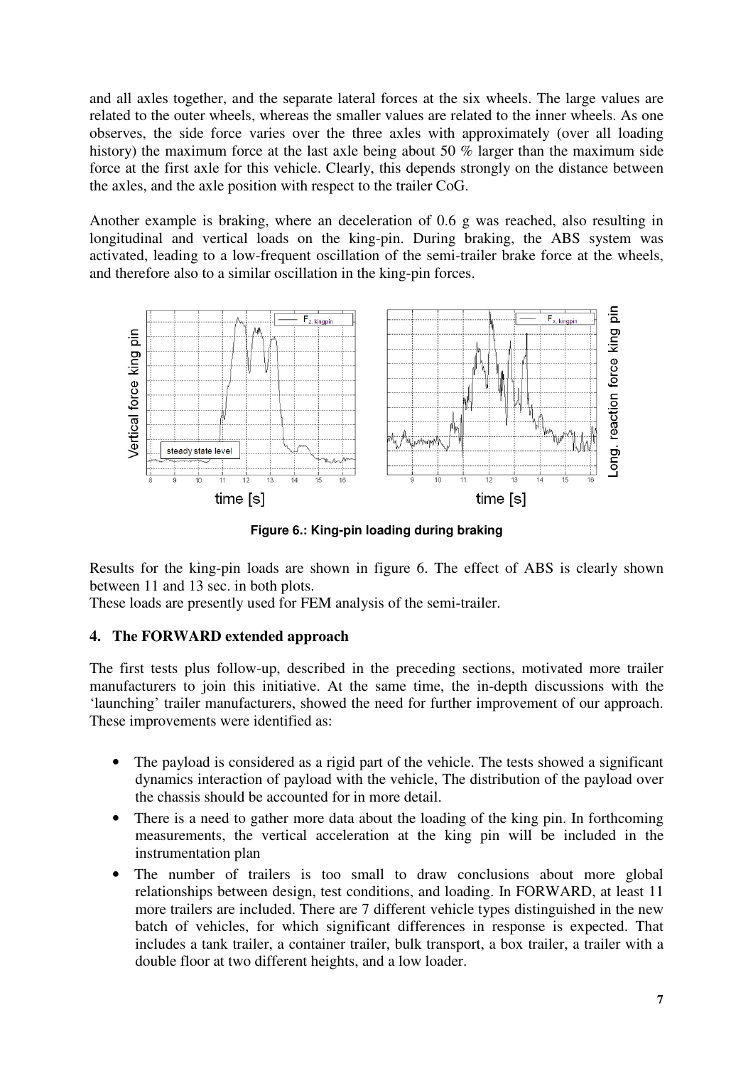and all axles together, and the separate lateral forces at the six wheels. The large values are related to the outer wheels, whereas the smaller values are related to the inner wheels. As one observes, the side force varies over the three axles with approximately (over all loading history) the maximum force at the last axle being about 50 % larger than the maximum side force at the first axle for this vehicle. Clearly, this depends strongly on the distance between the axles, and the axle position with respect to the trailer CoG.

Another example is braking, where an deceleration of 0.6 g was reached, also resulting in longitudinal and vertical loads on the king-pin. During braking, the ABS system was activated, leading to a low-frequent oscillation of the semi-trailer brake force at the wheels, and therefore also to a similar oscillation in the king-pin forces.

**Figure 6.: King-pin loading during braking**

Results for the king-pin loads are shown in figure 6. The effect of ABS is clearly shown between 11 and 13 sec. in both plots.
These loads are presently used for FEM analysis of the semi-trailer.

## 4. The FORWARD extended approach

The first tests plus follow-up, described in the preceding sections, motivated more trailer manufacturers to join this initiative. At the same time, the in-depth discussions with the 'launching' trailer manufacturers, showed the need for further improvement of our approach. These improvements were identified as:

- The payload is considered as a rigid part of the vehicle. The tests showed a significant dynamics interaction of payload with the vehicle, The distribution of the payload over the chassis should be accounted for in more detail.
- There is a need to gather more data about the loading of the king pin. In forthcoming measurements, the vertical acceleration at the king pin will be included in the instrumentation plan
- The number of trailers is too small to draw conclusions about more global relationships between design, test conditions, and loading. In FORWARD, at least 11 more trailers are included. There are 7 different vehicle types distinguished in the new batch of vehicles, for which significant differences in response is expected. That includes a tank trailer, a container trailer, bulk transport, a box trailer, a trailer with a double floor at two different heights, and a low loader.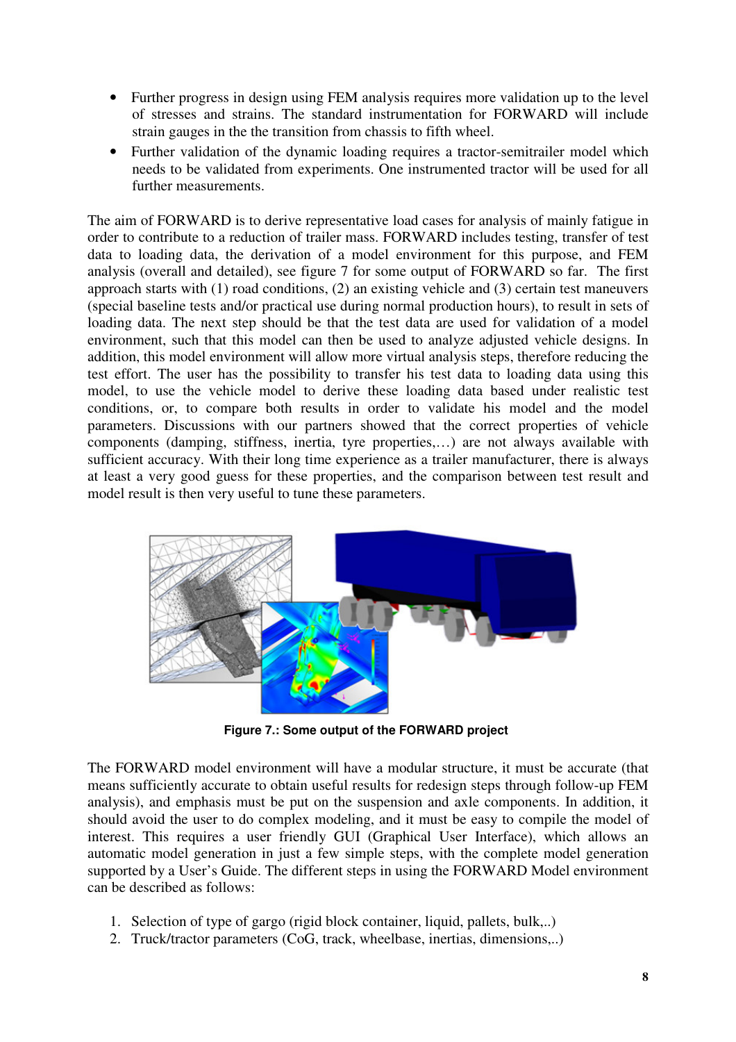- Further progress in design using FEM analysis requires more validation up to the level of stresses and strains. The standard instrumentation for FORWARD will include strain gauges in the the transition from chassis to fifth wheel.
- Further validation of the dynamic loading requires a tractor-semitrailer model which needs to be validated from experiments. One instrumented tractor will be used for all further measurements.

The aim of FORWARD is to derive representative load cases for analysis of mainly fatigue in order to contribute to a reduction of trailer mass. FORWARD includes testing, transfer of test data to loading data, the derivation of a model environment for this purpose, and FEM analysis (overall and detailed), see figure 7 for some output of FORWARD so far. The first approach starts with (1) road conditions, (2) an existing vehicle and (3) certain test maneuvers (special baseline tests and/or practical use during normal production hours), to result in sets of loading data. The next step should be that the test data are used for validation of a model environment, such that this model can then be used to analyze adjusted vehicle designs. In addition, this model environment will allow more virtual analysis steps, therefore reducing the test effort. The user has the possibility to transfer his test data to loading data using this model, to use the vehicle model to derive these loading data based under realistic test conditions, or, to compare both results in order to validate his model and the model parameters. Discussions with our partners showed that the correct properties of vehicle components (damping, stiffness, inertia, tyre properties,…) are not always available with sufficient accuracy. With their long time experience as a trailer manufacturer, there is always at least a very good guess for these properties, and the comparison between test result and model result is then very useful to tune these parameters.

**Figure 7.: Some output of the FORWARD project**

The FORWARD model environment will have a modular structure, it must be accurate (that means sufficiently accurate to obtain useful results for redesign steps through follow-up FEM analysis), and emphasis must be put on the suspension and axle components. In addition, it should avoid the user to do complex modeling, and it must be easy to compile the model of interest. This requires a user friendly GUI (Graphical User Interface), which allows an automatic model generation in just a few simple steps, with the complete model generation supported by a User's Guide. The different steps in using the FORWARD Model environment can be described as follows:

1. Selection of type of gargo (rigid block container, liquid, pallets, bulk,..)
2. Truck/tractor parameters (CoG, track, wheelbase, inertias, dimensions,..)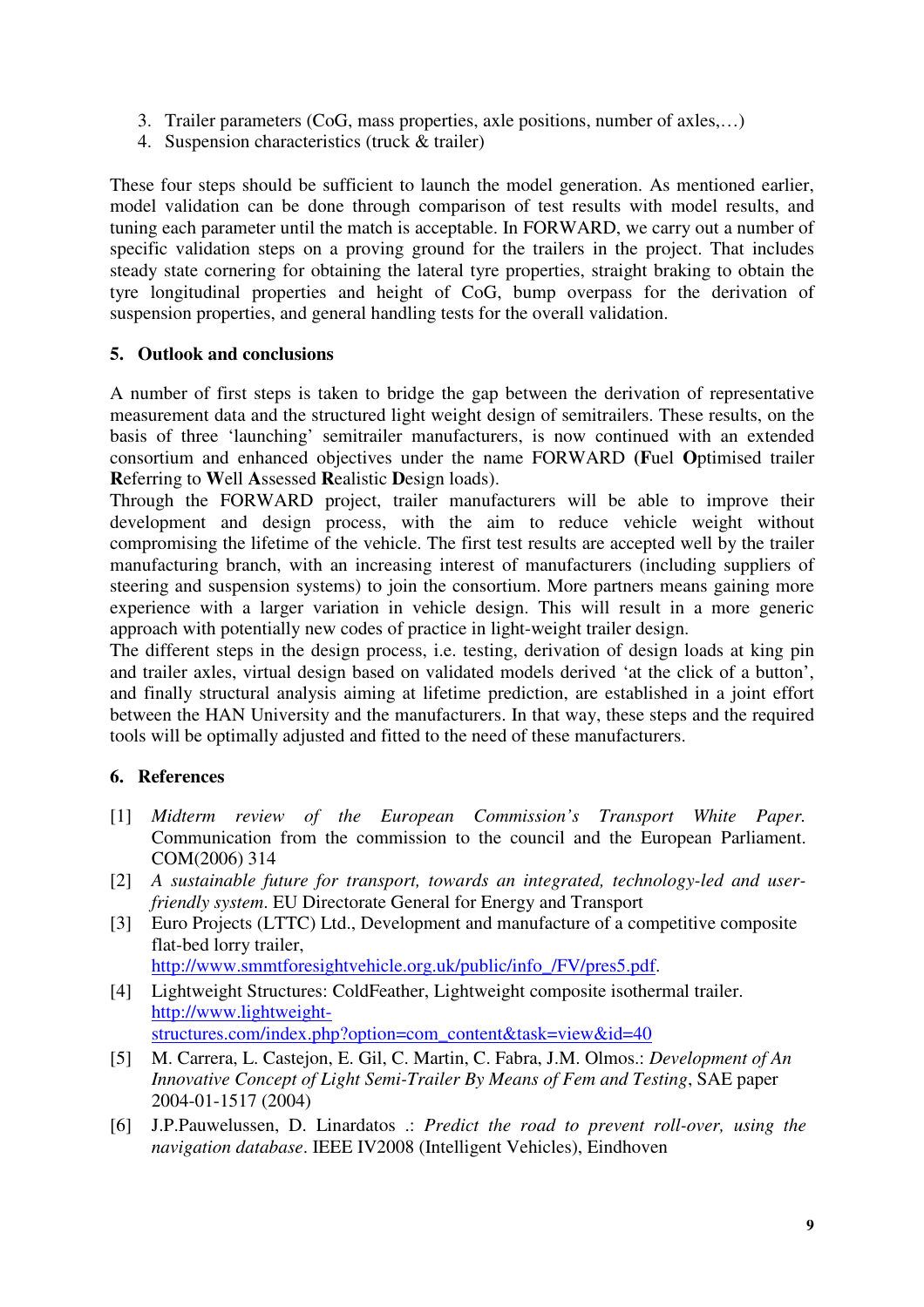3. Trailer parameters (CoG, mass properties, axle positions, number of axles,…)
4. Suspension characteristics (truck & trailer)

These four steps should be sufficient to launch the model generation. As mentioned earlier, model validation can be done through comparison of test results with model results, and tuning each parameter until the match is acceptable. In FORWARD, we carry out a number of specific validation steps on a proving ground for the trailers in the project. That includes steady state cornering for obtaining the lateral tyre properties, straight braking to obtain the tyre longitudinal properties and height of CoG, bump overpass for the derivation of suspension properties, and general handling tests for the overall validation.

## 5. Outlook and conclusions

A number of first steps is taken to bridge the gap between the derivation of representative measurement data and the structured light weight design of semitrailers. These results, on the basis of three 'launching' semitrailer manufacturers, is now continued with an extended consortium and enhanced objectives under the name FORWARD (**F**uel **O**ptimised trailer **R**eferring to **W**ell **A**ssessed **R**ealistic **D**esign loads).
Through the FORWARD project, trailer manufacturers will be able to improve their development and design process, with the aim to reduce vehicle weight without compromising the lifetime of the vehicle. The first test results are accepted well by the trailer manufacturing branch, with an increasing interest of manufacturers (including suppliers of steering and suspension systems) to join the consortium. More partners means gaining more experience with a larger variation in vehicle design. This will result in a more generic approach with potentially new codes of practice in light-weight trailer design.
The different steps in the design process, i.e. testing, derivation of design loads at king pin and trailer axles, virtual design based on validated models derived 'at the click of a button', and finally structural analysis aiming at lifetime prediction, are established in a joint effort between the HAN University and the manufacturers. In that way, these steps and the required tools will be optimally adjusted and fitted to the need of these manufacturers.

## 6. References

[1] *Midterm review of the European Commission's Transport White Paper.* Communication from the commission to the council and the European Parliament. COM(2006) 314

[2] *A sustainable future for transport, towards an integrated, technology-led and user-friendly system.* EU Directorate General for Energy and Transport

[3] Euro Projects (LTTC) Ltd., Development and manufacture of a competitive composite flat-bed lorry trailer, http://www.smmtforesightvehicle.org.uk/public/info_/FV/pres5.pdf.

[4] Lightweight Structures: ColdFeather, Lightweight composite isothermal trailer. http://www.lightweight-structures.com/index.php?option=com_content&task=view&id=40

[5] M. Carrera, L. Castejon, E. Gil, C. Martin, C. Fabra, J.M. Olmos.: *Development of An Innovative Concept of Light Semi-Trailer By Means of Fem and Testing*, SAE paper 2004-01-1517 (2004)

[6] J.P.Pauwelussen, D. Linardatos .: *Predict the road to prevent roll-over, using the navigation database*. IEEE IV2008 (Intelligent Vehicles), Eindhoven